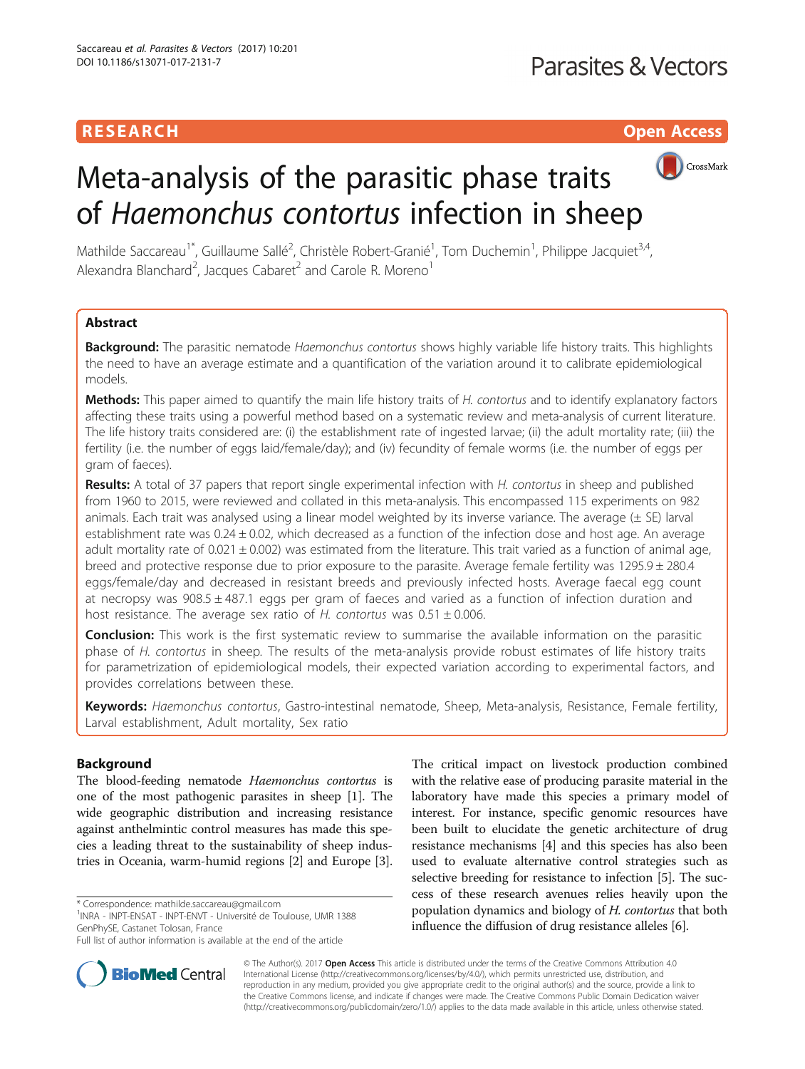RESEARCH Open Access

# Meta-analysis of the parasitic phase traits of *Haemonchus contortus* infection in sheep

Mathilde Saccareau[1*], Guillaume Sallé[2], Christèle Robert-Granié[1], Tom Duchemin[1], Philippe Jacquiet[3,4], Alexandra Blanchard[2], Jacques Cabaret[2] and Carole R. Moreno[1]

## Abstract

**Background:** The parasitic nematode *Haemonchus contortus* shows highly variable life history traits. This highlights the need to have an average estimate and a quantification of the variation around it to calibrate epidemiological models.

**Methods:** This paper aimed to quantify the main life history traits of *H. contortus* and to identify explanatory factors affecting these traits using a powerful method based on a systematic review and meta-analysis of current literature. The life history traits considered are: (i) the establishment rate of ingested larvae; (ii) the adult mortality rate; (iii) the fertility (i.e. the number of eggs laid/female/day); and (iv) fecundity of female worms (i.e. the number of eggs per gram of faeces).

**Results:** A total of 37 papers that report single experimental infection with *H. contortus* in sheep and published from 1960 to 2015, were reviewed and collated in this meta-analysis. This encompassed 115 experiments on 982 animals. Each trait was analysed using a linear model weighted by its inverse variance. The average (± SE) larval establishment rate was 0.24 ± 0.02, which decreased as a function of the infection dose and host age. An average adult mortality rate of 0.021 ± 0.002) was estimated from the literature. This trait varied as a function of animal age, breed and protective response due to prior exposure to the parasite. Average female fertility was 1295.9 ± 280.4 eggs/female/day and decreased in resistant breeds and previously infected hosts. Average faecal egg count at necropsy was 908.5 ± 487.1 eggs per gram of faeces and varied as a function of infection duration and host resistance. The average sex ratio of *H. contortus* was 0.51 ± 0.006.

**Conclusion:** This work is the first systematic review to summarise the available information on the parasitic phase of *H. contortus* in sheep. The results of the meta-analysis provide robust estimates of life history traits for parametrization of epidemiological models, their expected variation according to experimental factors, and provides correlations between these.

**Keywords:** *Haemonchus contortus*, Gastro-intestinal nematode, Sheep, Meta-analysis, Resistance, Female fertility, Larval establishment, Adult mortality, Sex ratio

## Background

The blood-feeding nematode *Haemonchus contortus* is one of the most pathogenic parasites in sheep [1]. The wide geographic distribution and increasing resistance against anthelmintic control measures has made this species a leading threat to the sustainability of sheep industries in Oceania, warm-humid regions [2] and Europe [3].

The critical impact on livestock production combined with the relative ease of producing parasite material in the laboratory have made this species a primary model of interest. For instance, specific genomic resources have been built to elucidate the genetic architecture of drug resistance mechanisms [4] and this species has also been used to evaluate alternative control strategies such as selective breeding for resistance to infection [5]. The success of these research avenues relies heavily upon the population dynamics and biology of *H. contortus* that both influence the diffusion of drug resistance alleles [6].

\* Correspondence: mathilde.saccareau@gmail.com
[1]INRA - INPT-ENSAT - INPT-ENVT - Université de Toulouse, UMR 1388 GenPhySE, Castanet Tolosan, France
Full list of author information is available at the end of the article

© The Author(s). 2017 **Open Access** This article is distributed under the terms of the Creative Commons Attribution 4.0 International License (http://creativecommons.org/licenses/by/4.0/), which permits unrestricted use, distribution, and reproduction in any medium, provided you give appropriate credit to the original author(s) and the source, provide a link to the Creative Commons license, and indicate if changes were made. The Creative Commons Public Domain Dedication waiver (http://creativecommons.org/publicdomain/zero/1.0/) applies to the data made available in this article, unless otherwise stated.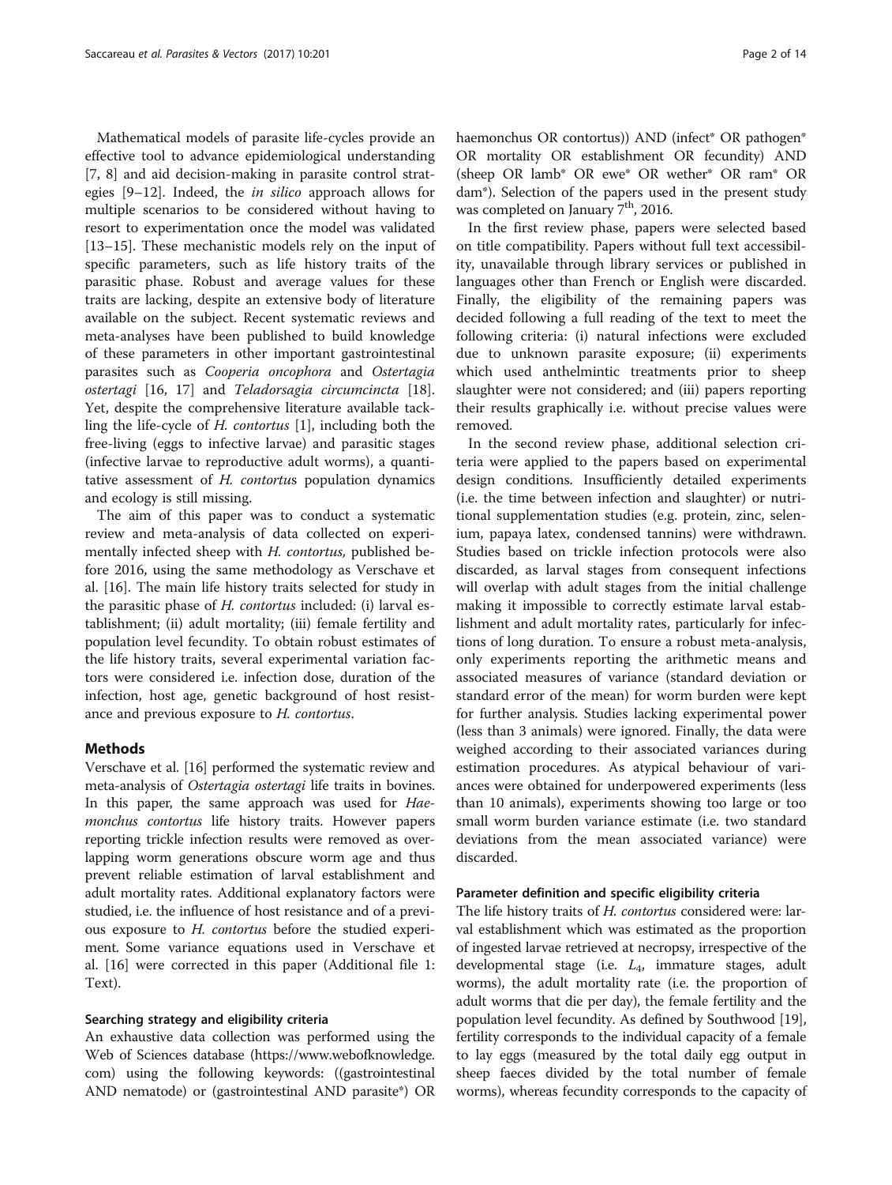Mathematical models of parasite life-cycles provide an effective tool to advance epidemiological understanding [7, 8] and aid decision-making in parasite control strategies [9–12]. Indeed, the *in silico* approach allows for multiple scenarios to be considered without having to resort to experimentation once the model was validated [13–15]. These mechanistic models rely on the input of specific parameters, such as life history traits of the parasitic phase. Robust and average values for these traits are lacking, despite an extensive body of literature available on the subject. Recent systematic reviews and meta-analyses have been published to build knowledge of these parameters in other important gastrointestinal parasites such as *Cooperia oncophora* and *Ostertagia ostertagi* [16, 17] and *Teladorsagia circumcincta* [18]. Yet, despite the comprehensive literature available tackling the life-cycle of *H. contortus* [1], including both the free-living (eggs to infective larvae) and parasitic stages (infective larvae to reproductive adult worms), a quantitative assessment of *H. contortus* population dynamics and ecology is still missing.

The aim of this paper was to conduct a systematic review and meta-analysis of data collected on experimentally infected sheep with *H. contortus*, published before 2016, using the same methodology as Verschave et al. [16]. The main life history traits selected for study in the parasitic phase of *H. contortus* included: (i) larval establishment; (ii) adult mortality; (iii) female fertility and population level fecundity. To obtain robust estimates of the life history traits, several experimental variation factors were considered i.e. infection dose, duration of the infection, host age, genetic background of host resistance and previous exposure to *H. contortus*.

## Methods

Verschave et al. [16] performed the systematic review and meta-analysis of *Ostertagia ostertagi* life traits in bovines. In this paper, the same approach was used for *Haemonchus contortus* life history traits. However papers reporting trickle infection results were removed as overlapping worm generations obscure worm age and thus prevent reliable estimation of larval establishment and adult mortality rates. Additional explanatory factors were studied, i.e. the influence of host resistance and of a previous exposure to *H. contortus* before the studied experiment. Some variance equations used in Verschave et al. [16] were corrected in this paper (Additional file 1: Text).

### Searching strategy and eligibility criteria

An exhaustive data collection was performed using the Web of Sciences database (https://www.webofknowledge.com) using the following keywords: ((gastrointestinal AND nematode) or (gastrointestinal AND parasite*) OR haemonchus OR contortus)) AND (infect* OR pathogen* OR mortality OR establishment OR fecundity) AND (sheep OR lamb* OR ewe* OR wether* OR ram* OR dam*). Selection of the papers used in the present study was completed on January 7$^{th}$, 2016.

In the first review phase, papers were selected based on title compatibility. Papers without full text accessibility, unavailable through library services or published in languages other than French or English were discarded. Finally, the eligibility of the remaining papers was decided following a full reading of the text to meet the following criteria: (i) natural infections were excluded due to unknown parasite exposure; (ii) experiments which used anthelmintic treatments prior to sheep slaughter were not considered; and (iii) papers reporting their results graphically i.e. without precise values were removed.

In the second review phase, additional selection criteria were applied to the papers based on experimental design conditions. Insufficiently detailed experiments (i.e. the time between infection and slaughter) or nutritional supplementation studies (e.g. protein, zinc, selenium, papaya latex, condensed tannins) were withdrawn. Studies based on trickle infection protocols were also discarded, as larval stages from consequent infections will overlap with adult stages from the initial challenge making it impossible to correctly estimate larval establishment and adult mortality rates, particularly for infections of long duration. To ensure a robust meta-analysis, only experiments reporting the arithmetic means and associated measures of variance (standard deviation or standard error of the mean) for worm burden were kept for further analysis. Studies lacking experimental power (less than 3 animals) were ignored. Finally, the data were weighed according to their associated variances during estimation procedures. As atypical behaviour of variances were obtained for underpowered experiments (less than 10 animals), experiments showing too large or too small worm burden variance estimate (i.e. two standard deviations from the mean associated variance) were discarded.

### Parameter definition and specific eligibility criteria

The life history traits of *H. contortus* considered were: larval establishment which was estimated as the proportion of ingested larvae retrieved at necropsy, irrespective of the developmental stage (i.e. $L_4$, immature stages, adult worms), the adult mortality rate (i.e. the proportion of adult worms that die per day), the female fertility and the population level fecundity. As defined by Southwood [19], fertility corresponds to the individual capacity of a female to lay eggs (measured by the total daily egg output in sheep faeces divided by the total number of female worms), whereas fecundity corresponds to the capacity of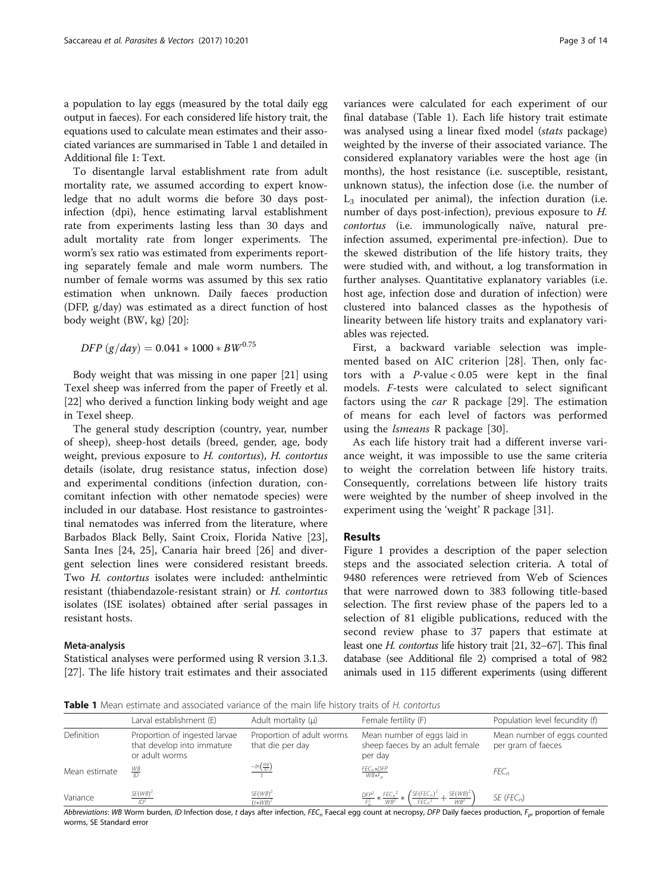a population to lay eggs (measured by the total daily egg output in faeces). For each considered life history trait, the equations used to calculate mean estimates and their associated variances are summarised in Table 1 and detailed in Additional file 1: Text.

To disentangle larval establishment rate from adult mortality rate, we assumed according to expert knowledge that no adult worms die before 30 days post-infection (dpi), hence estimating larval establishment rate from experiments lasting less than 30 days and adult mortality rate from longer experiments. The worm's sex ratio was estimated from experiments reporting separately female and male worm numbers. The number of female worms was assumed by this sex ratio estimation when unknown. Daily faeces production (DFP, g/day) was estimated as a direct function of host body weight (BW, kg) [20]:

$$DFP\ (g/day) = 0.041 * 1000 * BW^{0.75}$$

Body weight that was missing in one paper [21] using Texel sheep was inferred from the paper of Freetly et al. [22] who derived a function linking body weight and age in Texel sheep.

The general study description (country, year, number of sheep), sheep-host details (breed, gender, age, body weight, previous exposure to *H. contortus*), *H. contortus* details (isolate, drug resistance status, infection dose) and experimental conditions (infection duration, concomitant infection with other nematode species) were included in our database. Host resistance to gastrointestinal nematodes was inferred from the literature, where Barbados Black Belly, Saint Croix, Florida Native [23], Santa Ines [24, 25], Canaria hair breed [26] and divergent selection lines were considered resistant breeds. Two *H. contortus* isolates were included: anthelmintic resistant (thiabendazole-resistant strain) or *H. contortus* isolates (ISE isolates) obtained after serial passages in resistant hosts.

### Meta-analysis

Statistical analyses were performed using R version 3.1.3. [27]. The life history trait estimates and their associated variances were calculated for each experiment of our final database (Table 1). Each life history trait estimate was analysed using a linear fixed model (*stats* package) weighted by the inverse of their associated variance. The considered explanatory variables were the host age (in months), the host resistance (i.e. susceptible, resistant, unknown status), the infection dose (i.e. the number of $L_3$ inoculated per animal), the infection duration (i.e. number of days post-infection), previous exposure to *H. contortus* (i.e. immunologically naïve, natural pre-infection assumed, experimental pre-infection). Due to the skewed distribution of the life history traits, they were studied with, and without, a log transformation in further analyses. Quantitative explanatory variables (i.e. host age, infection dose and duration of infection) were clustered into balanced classes as the hypothesis of linearity between life history traits and explanatory variables was rejected.

First, a backward variable selection was implemented based on AIC criterion [28]. Then, only factors with a $P$-value < 0.05 were kept in the final models. $F$-tests were calculated to select significant factors using the *car* R package [29]. The estimation of means for each level of factors was performed using the *lsmeans* R package [30].

As each life history trait had a different inverse variance weight, it was impossible to use the same criteria to weight the correlation between life history traits. Consequently, correlations between life history traits were weighted by the number of sheep involved in the experiment using the 'weight' R package [31].

## Results

Figure 1 provides a description of the paper selection steps and the associated selection criteria. A total of 9480 references were retrieved from Web of Sciences that were narrowed down to 383 following title-based selection. The first review phase of the papers led to a selection of 81 eligible publications, reduced with the second review phase to 37 papers that estimate at least one *H. contortus* life history trait [21, 32–67]. This final database (see Additional file 2) comprised a total of 982 animals used in 115 different experiments (using different

**Table 1** Mean estimate and associated variance of the main life history traits of *H. contortus*

| | Larval establishment (E) | Adult mortality (μ) | Female fertility (F) | Population level fecundity (f) |
|---|---|---|---|---|
| Definition | Proportion of ingested larvae that develop into immature or adult worms | Proportion of adult worms that die per day | Mean number of eggs laid in sheep faeces by an adult female per day | Mean number of eggs counted per gram of faeces |
| Mean estimate | $\frac{WB}{ID}$ | $\frac{-\ln\left(\frac{WB}{ID}\right)}{t}$ | $\frac{FEC_n * DFP}{WB * F_p}$ | $FEC_n$ |
| Variance | $\frac{SE(WB)^2}{ID^2}$ | $\frac{SE(WB)^2}{(t * WB)^2}$ | $\frac{DFP^2}{F_p^2} * \frac{FEC_n^2}{WB^2} * \left(\frac{SE(FEC_n)^2}{FEC_n^2} + \frac{SE(WB)^2}{WB^2}\right)$ | $SE\ (FEC_n)$ |

*Abbreviations*: *WB* Worm burden, *ID* Infection dose, *t* days after infection, $FEC_n$ Faecal egg count at necropsy, *DFP* Daily faeces production, $F_p$, proportion of female worms, SE Standard error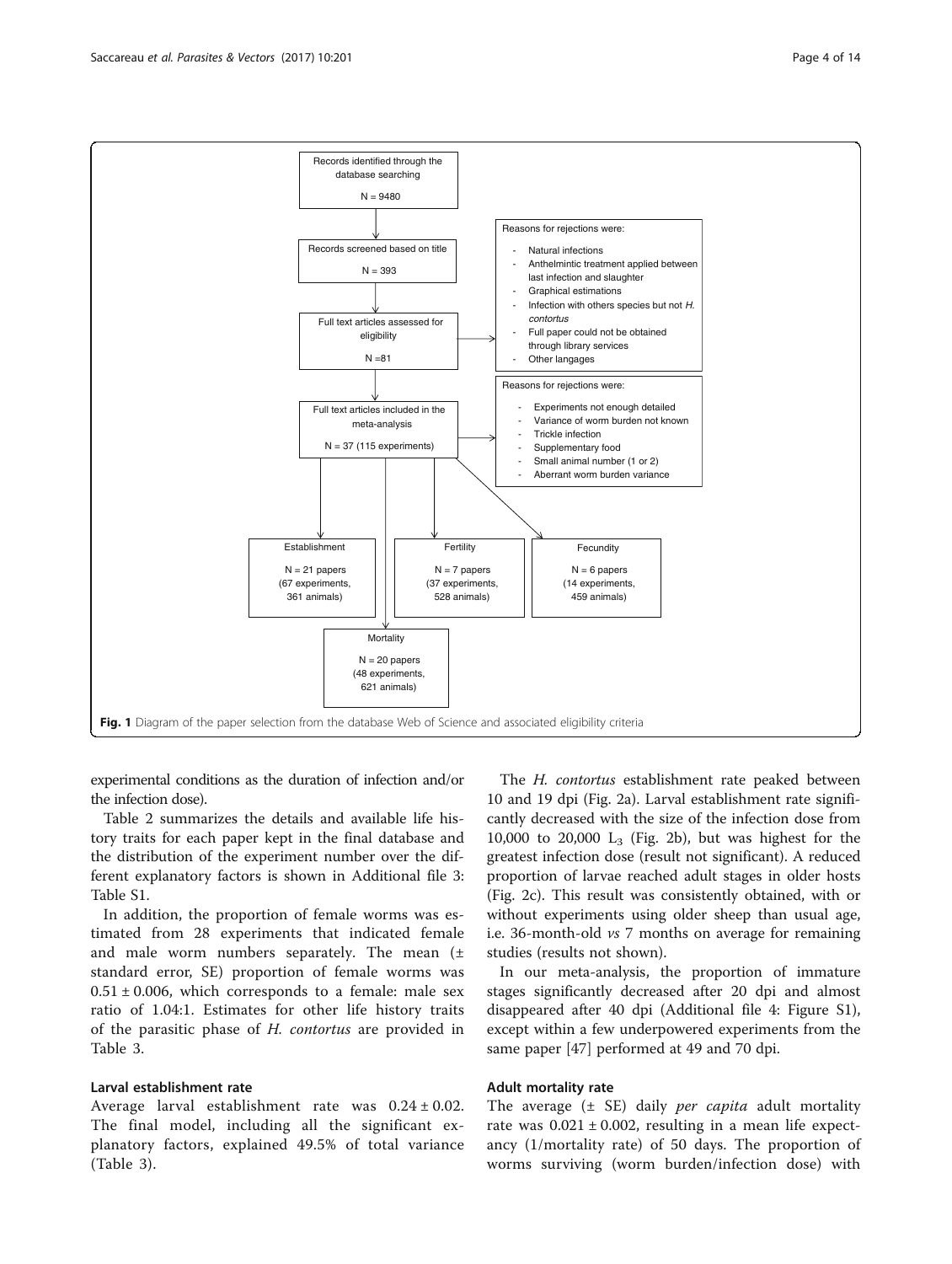Records identified through the database searching

N = 9480

Records screened based on title

N = 393

Full text articles assessed for eligibility

N = 81

Reasons for rejections were:

- Natural infections
- Anthelmintic treatment applied between last infection and slaughter
- Graphical estimations
- Infection with others species but not *H. contortus*
- Full paper could not be obtained through library services
- Other langages

Full text articles included in the meta-analysis

N = 37 (115 experiments)

Reasons for rejections were:

- Experiments not enough detailed
- Variance of worm burden not known
- Trickle infection
- Supplementary food
- Small animal number (1 or 2)
- Aberrant worm burden variance

Establishment

N = 21 papers (67 experiments, 361 animals)

Fertility

N = 7 papers (37 experiments, 528 animals)

Fecundity

N = 6 papers (14 experiments, 459 animals)

Mortality

N = 20 papers (48 experiments, 621 animals)

**Fig. 1** Diagram of the paper selection from the database Web of Science and associated eligibility criteria

experimental conditions as the duration of infection and/or the infection dose).

Table 2 summarizes the details and available life history traits for each paper kept in the final database and the distribution of the experiment number over the different explanatory factors is shown in Additional file 3: Table S1.

In addition, the proportion of female worms was estimated from 28 experiments that indicated female and male worm numbers separately. The mean (± standard error, SE) proportion of female worms was $0.51 \pm 0.006$, which corresponds to a female: male sex ratio of 1.04:1. Estimates for other life history traits of the parasitic phase of *H. contortus* are provided in Table 3.

### Larval establishment rate

Average larval establishment rate was $0.24 \pm 0.02$. The final model, including all the significant explanatory factors, explained 49.5% of total variance (Table 3).

The *H. contortus* establishment rate peaked between 10 and 19 dpi (Fig. 2a). Larval establishment rate significantly decreased with the size of the infection dose from 10,000 to 20,000 $L_3$ (Fig. 2b), but was highest for the greatest infection dose (result not significant). A reduced proportion of larvae reached adult stages in older hosts (Fig. 2c). This result was consistently obtained, with or without experiments using older sheep than usual age, i.e. 36-month-old *vs* 7 months on average for remaining studies (results not shown).

In our meta-analysis, the proportion of immature stages significantly decreased after 20 dpi and almost disappeared after 40 dpi (Additional file 4: Figure S1), except within a few underpowered experiments from the same paper [47] performed at 49 and 70 dpi.

### Adult mortality rate

The average (± SE) daily *per capita* adult mortality rate was $0.021 \pm 0.002$, resulting in a mean life expectancy (1/mortality rate) of 50 days. The proportion of worms surviving (worm burden/infection dose) with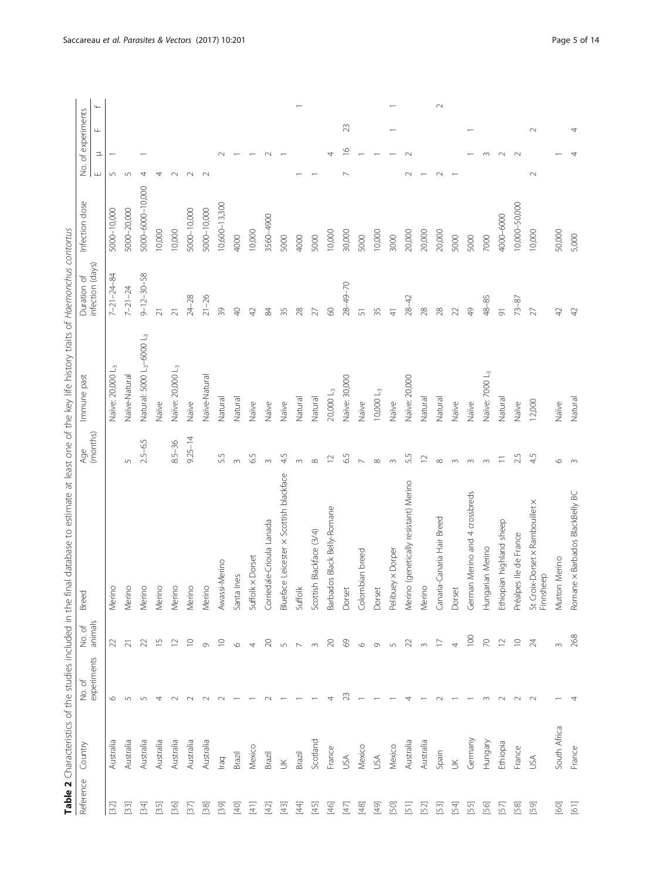**Table 2** Characteristics of the studies included in the final database to estimate at least one of the key life history traits of *Haemonchus contortus*

| Reference | Country | No. of experiments | No. of animals | Breed | Age (months) | Immune past | Duration of infection (days) | Infection dose | No. of experiments | | | |
|---|---|---|---|---|---|---|---|---|---|---|---|---|
| | | | | | | | | | E | μ | F | f |
| [32] | Australia | 6 | 22 | Merino | | Naïve: 20,000 $L_3$ | 7–21–24–84 | 5000–10,000 | 5 | 1 | | |
| [33] | Australia | 5 | 21 | Merino | 5 | Naïve-Natural | 7–21–24 | 5000–20,000 | 5 | | | |
| [34] | Australia | 5 | 22 | Merino | 2.5–6.5 | Natural: 5000 $L_3$–6000 $L_3$ | 9–12–30–58 | 5000–6000–10,000 | 4 | 1 | | |
| [35] | Australia | 4 | 15 | Merino | | Naïve | 21 | 10,000 | 4 | | | |
| [36] | Australia | 2 | 12 | Merino | 8.5–36 | Naïve: 20,000 $L_3$ | 21 | 10,000 | 2 | | | |
| [37] | Australia | 2 | 10 | Merino | 9.25–14 | Naïve | 24–28 | 5000–10,000 | 2 | | | |
| [38] | Australia | 2 | 9 | Merino | | Naïve-Natural | 21–26 | 5000–10,000 | 2 | | | |
| [39] | Iraq | 2 | 10 | Awassi-Merino | 5.5 | Natural | 39 | 10,600–13,300 | | 2 | | |
| [40] | Brazil | 1 | 6 | Santa Ines | 3 | Natural | 40 | 4000 | | 1 | | |
| [41] | Mexico | 1 | 4 | Suffolk × Dorset | 6.5 | Naïve | 42 | 10,000 | | 1 | | |
| [42] | Brazil | 2 | 20 | Corriedale-Crioula Lanada | 3 | Naïve | 84 | 3560–4900 | | 2 | | |
| [43] | UK | 1 | 5 | Blueface Leicester × Scottish blackface | 4.5 | Naïve | 35 | 5000 | | 1 | | |
| [44] | Brazil | 1 | 7 | Suffolk | 3 | Natural | 28 | 4000 | 1 | | | 1 |
| [45] | Scotland | 1 | 3 | Scottish Blackface (3/4) | 8 | Natural | 27 | 5000 | 1 | | | |
| [46] | France | 4 | 20 | Barbados Black Belly-Romane | 12 | 20,000 $L_3$ | 60 | 10,000 | | 4 | | |
| [47] | USA | 23 | 69 | Dorset | 6.5 | Naïve: 30,000 | 28–49–70 | 30,000 | 7 | 16 | 23 | |
| [48] | Mexico | 1 | 6 | Colombian breed | 7 | Naïve | 51 | 5000 | | 1 | | |
| [49] | USA | 1 | 9 | Dorset | 8 | 10,000 $L_3$ | 35 | 10,000 | | 1 | | |
| [50] | Mexico | 1 | 5 | Pelibuey × Dorper | 3 | Naïve | 41 | 3000 | | 1 | 1 | 1 |
| [51] | Australia | 4 | 22 | Merino (genetically resistant) Merino | 5.5 | Naïve: 20,000 | 28–42 | 20,000 | 2 | 2 | | |
| [52] | Australia | 1 | 3 | Merino | 12 | Natural | 28 | 20,000 | | 1 | | |
| [53] | Spain | 2 | 17 | Canaria-Canaria Hair Breed | 8 | Natural | 28 | 20,000 | 2 | | | 2 |
| [54] | UK | 1 | 4 | Dorset | 3 | Naïve | 22 | 5000 | 1 | | | |
| [55] | Germany | 1 | 100 | German Merino and 4 crossbreds | 3 | Naïve | 49 | 5000 | | 1 | 1 | |
| [56] | Hungary | 3 | 70 | Hungarian Merino | 3 | Naïve: 7000 $L_3$ | 48–85 | 7000 | | 3 | | |
| [57] | Ethiopia | 2 | 12 | Ethiopian highland sheep | 11 | Natural | 91 | 4000–6000 | | 2 | | |
| [58] | France | 2 | 10 | Préalpes Ile de France | 2.5 | Naïve | 73–87 | 10,000–50,000 | | 2 | | |
| [59] | USA | 2 | 24 | St Croix-Dorset × Rambouillet × Finnsheep | 4.5 | 12,000 | 27 | 10,000 | 2 | | 2 | |
| [60] | South Africa | 1 | 3 | Mutton Merino | 6 | Naïve | 42 | 50,000 | | 1 | | |
| [61] | France | 4 | 268 | Romane × Barbados BlackBelly BC | 3 | Natural | 42 | 5,000 | | 4 | 4 | |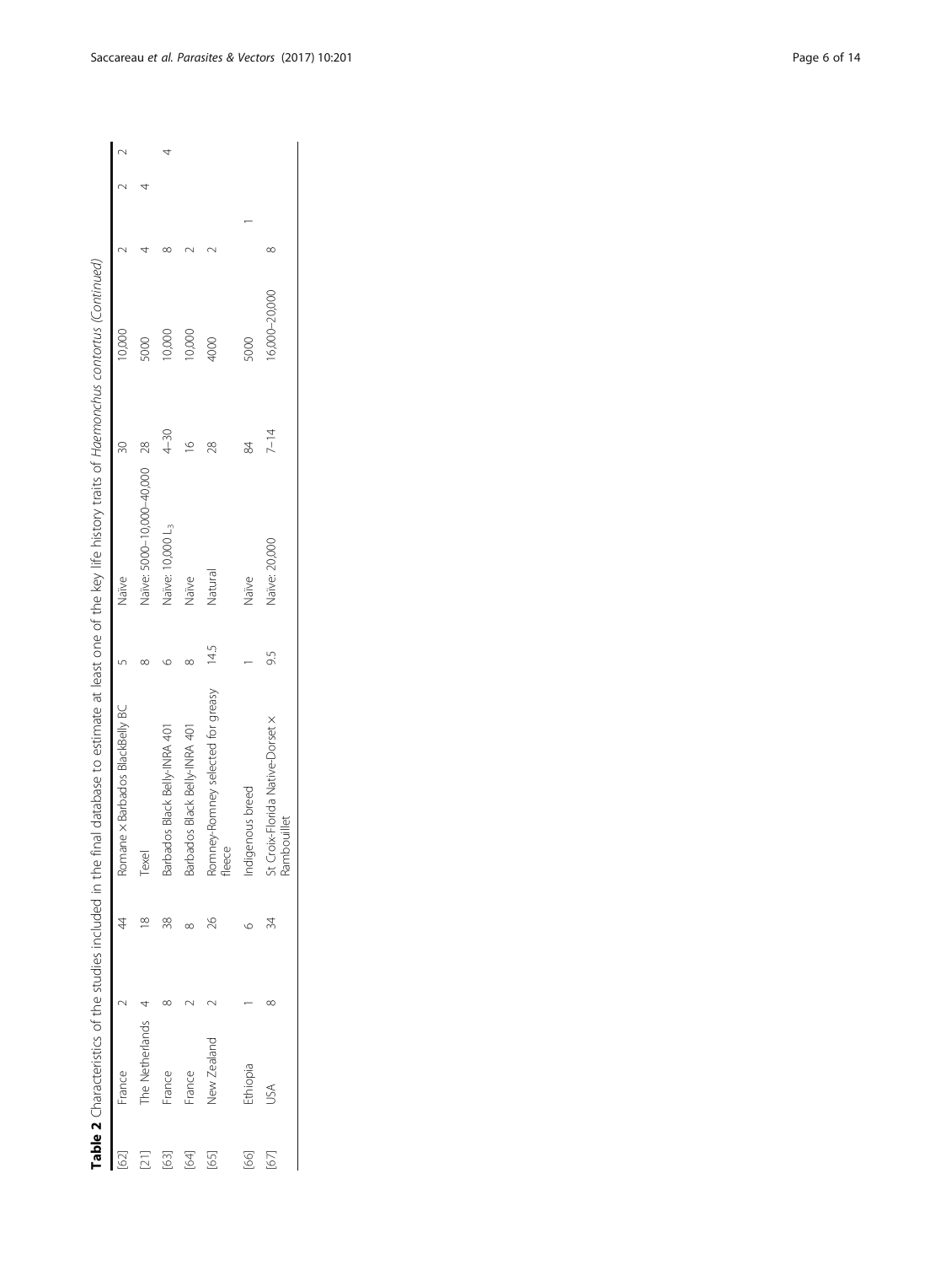**Table 2** Characteristics of the studies included in the final database to estimate at least one of the key life history traits of *Haemonchus contortus* (Continued)

| | | | | | | | | | | | |
|---|---|---|---|---|---|---|---|---|---|---|---|
| [62] | France | 2 | 44 | Romane × Barbados BlackBelly BC | 5 | Naïve | 30 | 10,000 | 2 | 2 | 2 |
| [21] | The Netherlands | 4 | 18 | Texel | 8 | Naïve: 5000–10,000–40,000 | 28 | 5000 | 4 | 4 | |
| [63] | France | 8 | 38 | Barbados Black Belly-INRA 401 | 6 | Naïve: 10,000 $L_3$ | 4–30 | 10,000 | 8 | | 4 |
| [64] | France | 2 | 8 | Barbados Black Belly-INRA 401 | 8 | Naïve | 16 | 10,000 | 2 | | |
| [65] | New Zealand | 2 | 26 | Romney-Romney selected for greasy fleece | 14.5 | Natural | 28 | 4000 | 2 | | |
| [66] | Ethiopia | 1 | 6 | Indigenous breed | 1 | Naïve | 84 | 5000 | | 1 | |
| [67] | USA | 8 | 34 | St Croix-Florida Native-Dorset × Rambouillet | 9.5 | Naïve: 20,000 | 7–14 | 16,000–20,000 | 8 | | |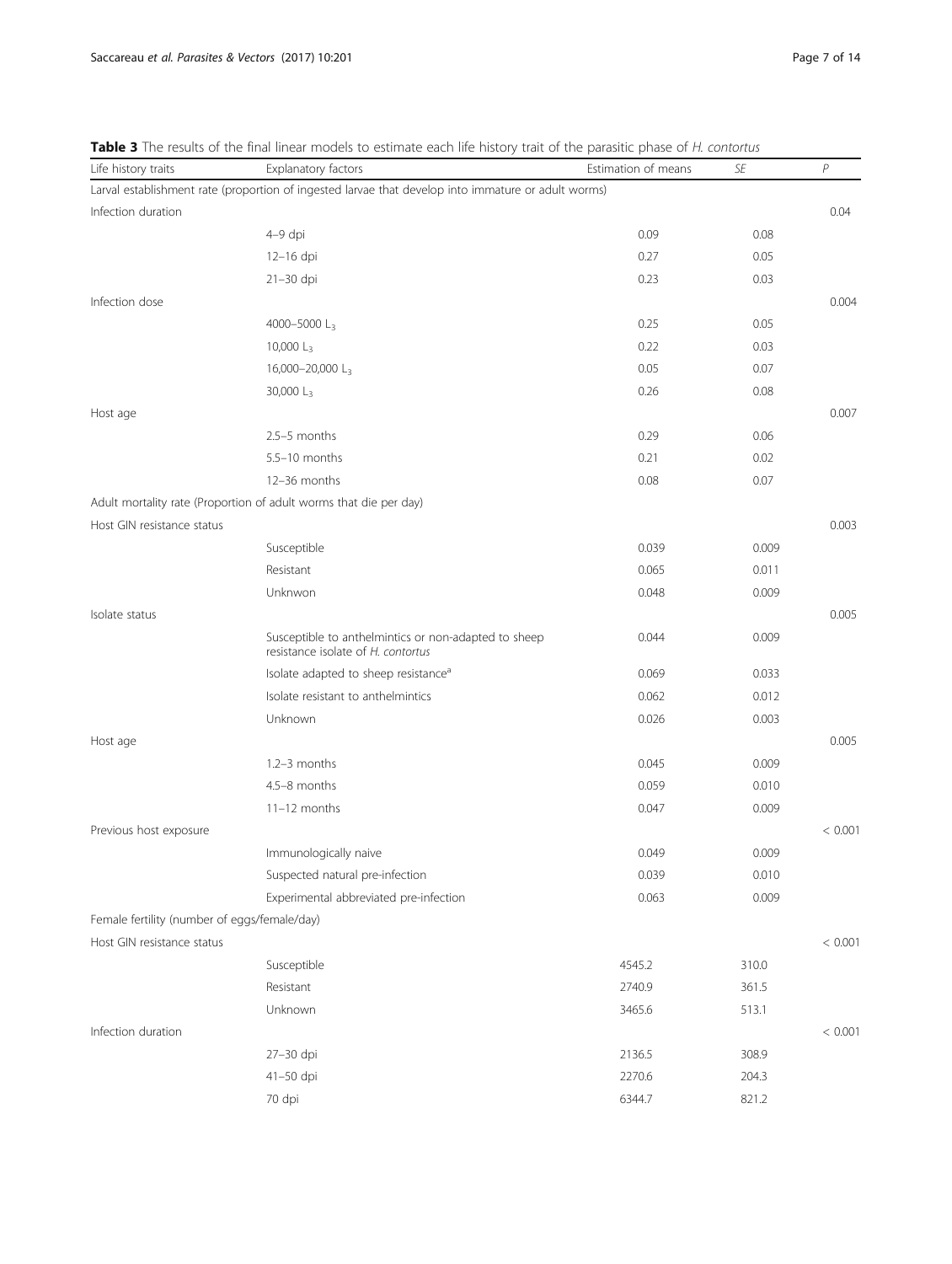**Table 3** The results of the final linear models to estimate each life history trait of the parasitic phase of *H. contortus*

| Life history traits | Explanatory factors | Estimation of means | *SE* | *P* |
|---|---|---|---|---|
| Larval establishment rate (proportion of ingested larvae that develop into immature or adult worms) | | | | |
| Infection duration | | | | 0.04 |
| | 4–9 dpi | 0.09 | 0.08 | |
| | 12–16 dpi | 0.27 | 0.05 | |
| | 21–30 dpi | 0.23 | 0.03 | |
| Infection dose | | | | 0.004 |
| | 4000–5000 $L_3$ | 0.25 | 0.05 | |
| | 10,000 $L_3$ | 0.22 | 0.03 | |
| | 16,000–20,000 $L_3$ | 0.05 | 0.07 | |
| | 30,000 $L_3$ | 0.26 | 0.08 | |
| Host age | | | | 0.007 |
| | 2.5–5 months | 0.29 | 0.06 | |
| | 5.5–10 months | 0.21 | 0.02 | |
| | 12–36 months | 0.08 | 0.07 | |
| Adult mortality rate (Proportion of adult worms that die per day) | | | | |
| Host GIN resistance status | | | | 0.003 |
| | Susceptible | 0.039 | 0.009 | |
| | Resistant | 0.065 | 0.011 | |
| | Unknwon | 0.048 | 0.009 | |
| Isolate status | | | | 0.005 |
| | Susceptible to anthelmintics or non-adapted to sheep resistance isolate of *H. contortus* | 0.044 | 0.009 | |
| | Isolate adapted to sheep resistance[a] | 0.069 | 0.033 | |
| | Isolate resistant to anthelmintics | 0.062 | 0.012 | |
| | Unknown | 0.026 | 0.003 | |
| Host age | | | | 0.005 |
| | 1.2–3 months | 0.045 | 0.009 | |
| | 4.5–8 months | 0.059 | 0.010 | |
| | 11–12 months | 0.047 | 0.009 | |
| Previous host exposure | | | | < 0.001 |
| | Immunologically naive | 0.049 | 0.009 | |
| | Suspected natural pre-infection | 0.039 | 0.010 | |
| | Experimental abbreviated pre-infection | 0.063 | 0.009 | |
| Female fertility (number of eggs/female/day) | | | | |
| Host GIN resistance status | | | | < 0.001 |
| | Susceptible | 4545.2 | 310.0 | |
| | Resistant | 2740.9 | 361.5 | |
| | Unknown | 3465.6 | 513.1 | |
| Infection duration | | | | < 0.001 |
| | 27–30 dpi | 2136.5 | 308.9 | |
| | 41–50 dpi | 2270.6 | 204.3 | |
| | 70 dpi | 6344.7 | 821.2 | |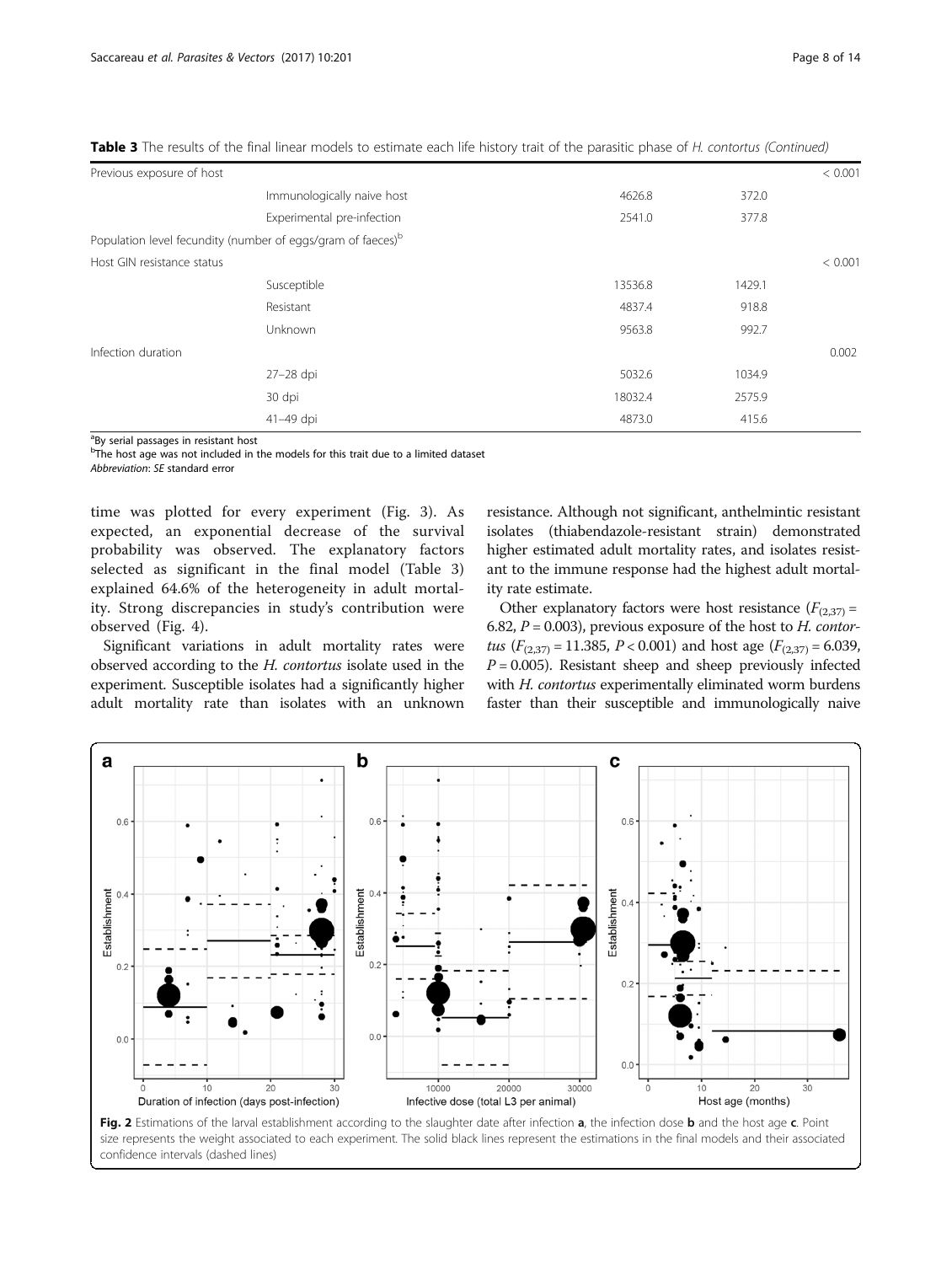**Table 3** The results of the final linear models to estimate each life history trait of the parasitic phase of *H. contortus* (Continued)

| | | | | |
|---|---|---|---|---|
| Previous exposure of host | | | | < 0.001 |
| | Immunologically naive host | 4626.8 | 372.0 | |
| | Experimental pre-infection | 2541.0 | 377.8 | |
| Population level fecundity (number of eggs/gram of faeces)[b] | | | | |
| Host GIN resistance status | | | | < 0.001 |
| | Susceptible | 13536.8 | 1429.1 | |
| | Resistant | 4837.4 | 918.8 | |
| | Unknown | 9563.8 | 992.7 | |
| Infection duration | | | | 0.002 |
| | 27–28 dpi | 5032.6 | 1034.9 | |
| | 30 dpi | 18032.4 | 2575.9 | |
| | 41–49 dpi | 4873.0 | 415.6 | |

[a]By serial passages in resistant host

[b]The host age was not included in the models for this trait due to a limited dataset

*Abbreviation*: *SE* standard error

time was plotted for every experiment (Fig. 3). As expected, an exponential decrease of the survival probability was observed. The explanatory factors selected as significant in the final model (Table 3) explained 64.6% of the heterogeneity in adult mortality. Strong discrepancies in study's contribution were observed (Fig. 4).

Significant variations in adult mortality rates were observed according to the *H. contortus* isolate used in the experiment. Susceptible isolates had a significantly higher adult mortality rate than isolates with an unknown resistance. Although not significant, anthelmintic resistant isolates (thiabendazole-resistant strain) demonstrated higher estimated adult mortality rates, and isolates resistant to the immune response had the highest adult mortality rate estimate.

Other explanatory factors were host resistance ($F_{(2,37)}$ = 6.82, $P$ = 0.003), previous exposure of the host to *H. contortus* ($F_{(2,37)}$ = 11.385, $P$ < 0.001) and host age ($F_{(2,37)}$ = 6.039, $P$ = 0.005). Resistant sheep and sheep previously infected with *H. contortus* experimentally eliminated worm burdens faster than their susceptible and immunologically naive

**Fig. 2** Estimations of the larval establishment according to the slaughter date after infection **a**, the infection dose **b** and the host age **c**. Point size represents the weight associated to each experiment. The solid black lines represent the estimations in the final models and their associated confidence intervals (dashed lines)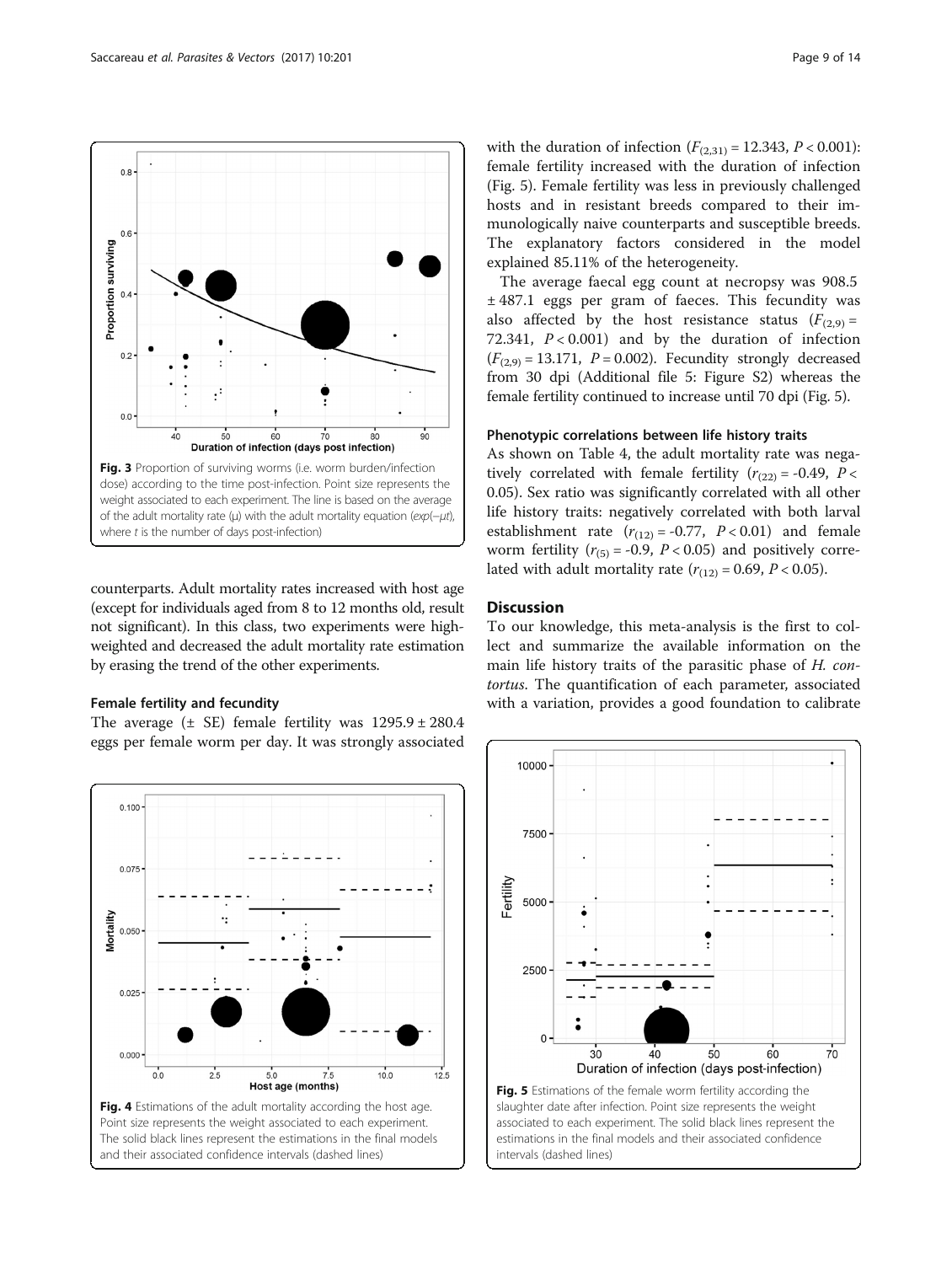Fig. 3 Proportion of surviving worms (i.e. worm burden/infection dose) according to the time post-infection. Point size represents the weight associated to each experiment. The line is based on the average of the adult mortality rate (μ) with the adult mortality equation ($exp(-\mu t)$, where $t$ is the number of days post-infection)

counterparts. Adult mortality rates increased with host age (except for individuals aged from 8 to 12 months old, result not significant). In this class, two experiments were high-weighted and decreased the adult mortality rate estimation by erasing the trend of the other experiments.

### Female fertility and fecundity

The average (± SE) female fertility was 1295.9 ± 280.4 eggs per female worm per day. It was strongly associated with the duration of infection ($F_{(2,31)} = 12.343$, $P < 0.001$): female fertility increased with the duration of infection (Fig. 5). Female fertility was less in previously challenged hosts and in resistant breeds compared to their immunologically naive counterparts and susceptible breeds. The explanatory factors considered in the model explained 85.11% of the heterogeneity.

The average faecal egg count at necropsy was 908.5 ± 487.1 eggs per gram of faeces. This fecundity was also affected by the host resistance status ($F_{(2,9)} = 72.341$, $P < 0.001$) and by the duration of infection ($F_{(2,9)} = 13.171$, $P = 0.002$). Fecundity strongly decreased from 30 dpi (Additional file 5: Figure S2) whereas the female fertility continued to increase until 70 dpi (Fig. 5).

### Phenotypic correlations between life history traits

As shown on Table 4, the adult mortality rate was negatively correlated with female fertility ($r_{(22)} = -0.49$, $P < 0.05$). Sex ratio was significantly correlated with all other life history traits: negatively correlated with both larval establishment rate ($r_{(12)} = -0.77$, $P < 0.01$) and female worm fertility ($r_{(5)} = -0.9$, $P < 0.05$) and positively correlated with adult mortality rate ($r_{(12)} = 0.69$, $P < 0.05$).

## Discussion

To our knowledge, this meta-analysis is the first to collect and summarize the available information on the main life history traits of the parasitic phase of *H. contortus*. The quantification of each parameter, associated with a variation, provides a good foundation to calibrate

Fig. 4 Estimations of the adult mortality according the host age. Point size represents the weight associated to each experiment. The solid black lines represent the estimations in the final models and their associated confidence intervals (dashed lines)

Fig. 5 Estimations of the female worm fertility according the slaughter date after infection. Point size represents the weight associated to each experiment. The solid black lines represent the estimations in the final models and their associated confidence intervals (dashed lines)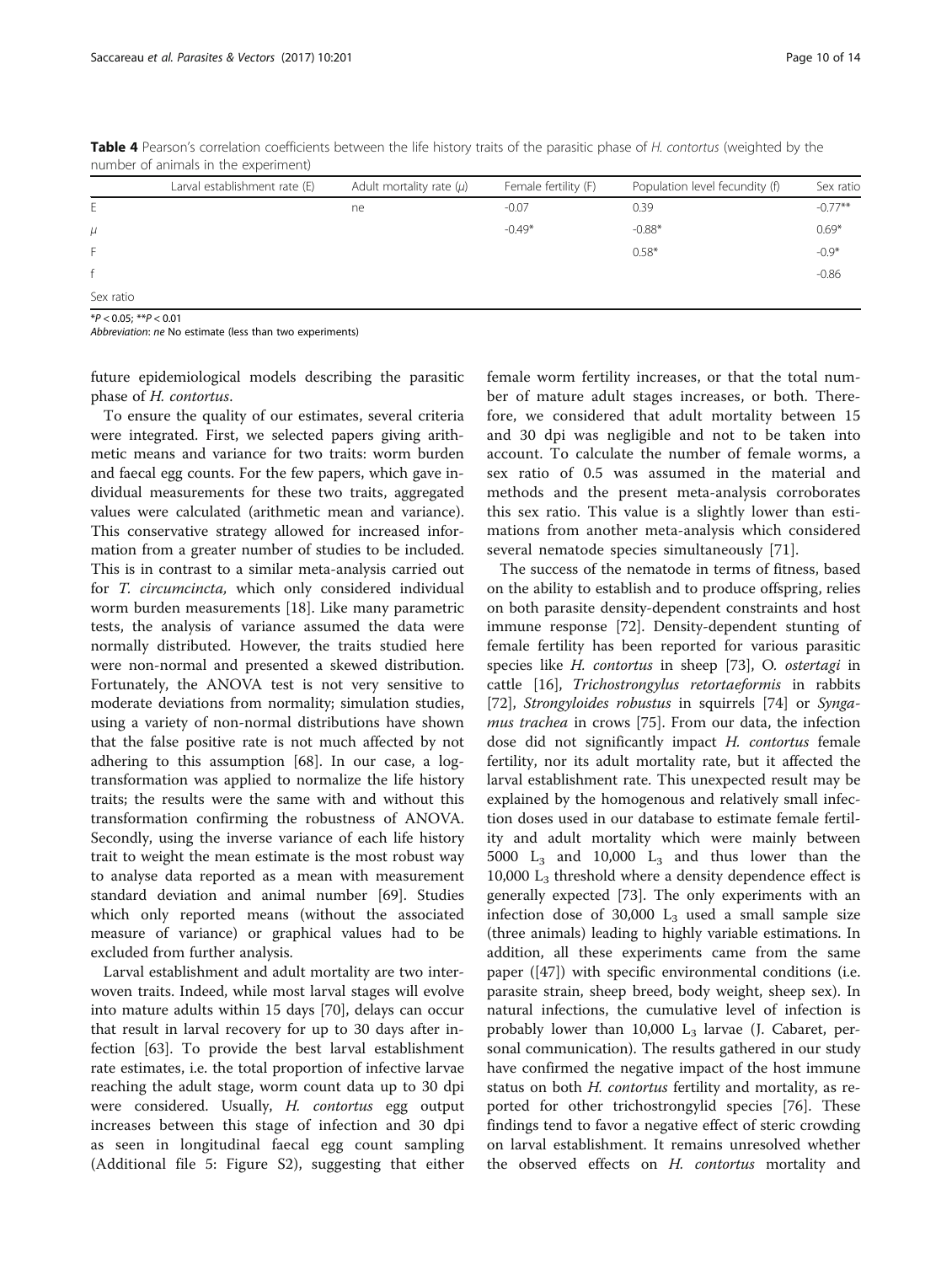**Table 4** Pearson's correlation coefficients between the life history traits of the parasitic phase of *H. contortus* (weighted by the number of animals in the experiment)

| | Larval establishment rate (E) | Adult mortality rate ($\mu$) | Female fertility (F) | Population level fecundity (f) | Sex ratio |
|---|---|---|---|---|---|
| E | | ne | -0.07 | 0.39 | -0.77** |
| $\mu$ | | | -0.49* | -0.88* | 0.69* |
| F | | | | 0.58* | -0.9* |
| f | | | | | -0.86 |
| Sex ratio | | | | | |

*$P < 0.05$; **$P < 0.01$

*Abbreviation*: *ne* No estimate (less than two experiments)

future epidemiological models describing the parasitic phase of *H. contortus*.

To ensure the quality of our estimates, several criteria were integrated. First, we selected papers giving arithmetic means and variance for two traits: worm burden and faecal egg counts. For the few papers, which gave individual measurements for these two traits, aggregated values were calculated (arithmetic mean and variance). This conservative strategy allowed for increased information from a greater number of studies to be included. This is in contrast to a similar meta-analysis carried out for *T. circumcincta*, which only considered individual worm burden measurements [18]. Like many parametric tests, the analysis of variance assumed the data were normally distributed. However, the traits studied here were non-normal and presented a skewed distribution. Fortunately, the ANOVA test is not very sensitive to moderate deviations from normality; simulation studies, using a variety of non-normal distributions have shown that the false positive rate is not much affected by not adhering to this assumption [68]. In our case, a log-transformation was applied to normalize the life history traits; the results were the same with and without this transformation confirming the robustness of ANOVA. Secondly, using the inverse variance of each life history trait to weight the mean estimate is the most robust way to analyse data reported as a mean with measurement standard deviation and animal number [69]. Studies which only reported means (without the associated measure of variance) or graphical values had to be excluded from further analysis.

Larval establishment and adult mortality are two interwoven traits. Indeed, while most larval stages will evolve into mature adults within 15 days [70], delays can occur that result in larval recovery for up to 30 days after infection [63]. To provide the best larval establishment rate estimates, i.e. the total proportion of infective larvae reaching the adult stage, worm count data up to 30 dpi were considered. Usually, *H. contortus* egg output increases between this stage of infection and 30 dpi as seen in longitudinal faecal egg count sampling (Additional file 5: Figure S2), suggesting that either female worm fertility increases, or that the total number of mature adult stages increases, or both. Therefore, we considered that adult mortality between 15 and 30 dpi was negligible and not to be taken into account. To calculate the number of female worms, a sex ratio of 0.5 was assumed in the material and methods and the present meta-analysis corroborates this sex ratio. This value is a slightly lower than estimations from another meta-analysis which considered several nematode species simultaneously [71].

The success of the nematode in terms of fitness, based on the ability to establish and to produce offspring, relies on both parasite density-dependent constraints and host immune response [72]. Density-dependent stunting of female fertility has been reported for various parasitic species like *H. contortus* in sheep [73], *O. ostertagi* in cattle [16], *Trichostrongylus retortaeformis* in rabbits [72], *Strongyloides robustus* in squirrels [74] or *Syngamus trachea* in crows [75]. From our data, the infection dose did not significantly impact *H. contortus* female fertility, nor its adult mortality rate, but it affected the larval establishment rate. This unexpected result may be explained by the homogenous and relatively small infection doses used in our database to estimate female fertility and adult mortality which were mainly between 5000 $L_3$ and 10,000 $L_3$ and thus lower than the 10,000 $L_3$ threshold where a density dependence effect is generally expected [73]. The only experiments with an infection dose of 30,000 $L_3$ used a small sample size (three animals) leading to highly variable estimations. In addition, all these experiments came from the same paper ([47]) with specific environmental conditions (i.e. parasite strain, sheep breed, body weight, sheep sex). In natural infections, the cumulative level of infection is probably lower than 10,000 $L_3$ larvae (J. Cabaret, personal communication). The results gathered in our study have confirmed the negative impact of the host immune status on both *H. contortus* fertility and mortality, as reported for other trichostrongylid species [76]. These findings tend to favor a negative effect of steric crowding on larval establishment. It remains unresolved whether the observed effects on *H. contortus* mortality and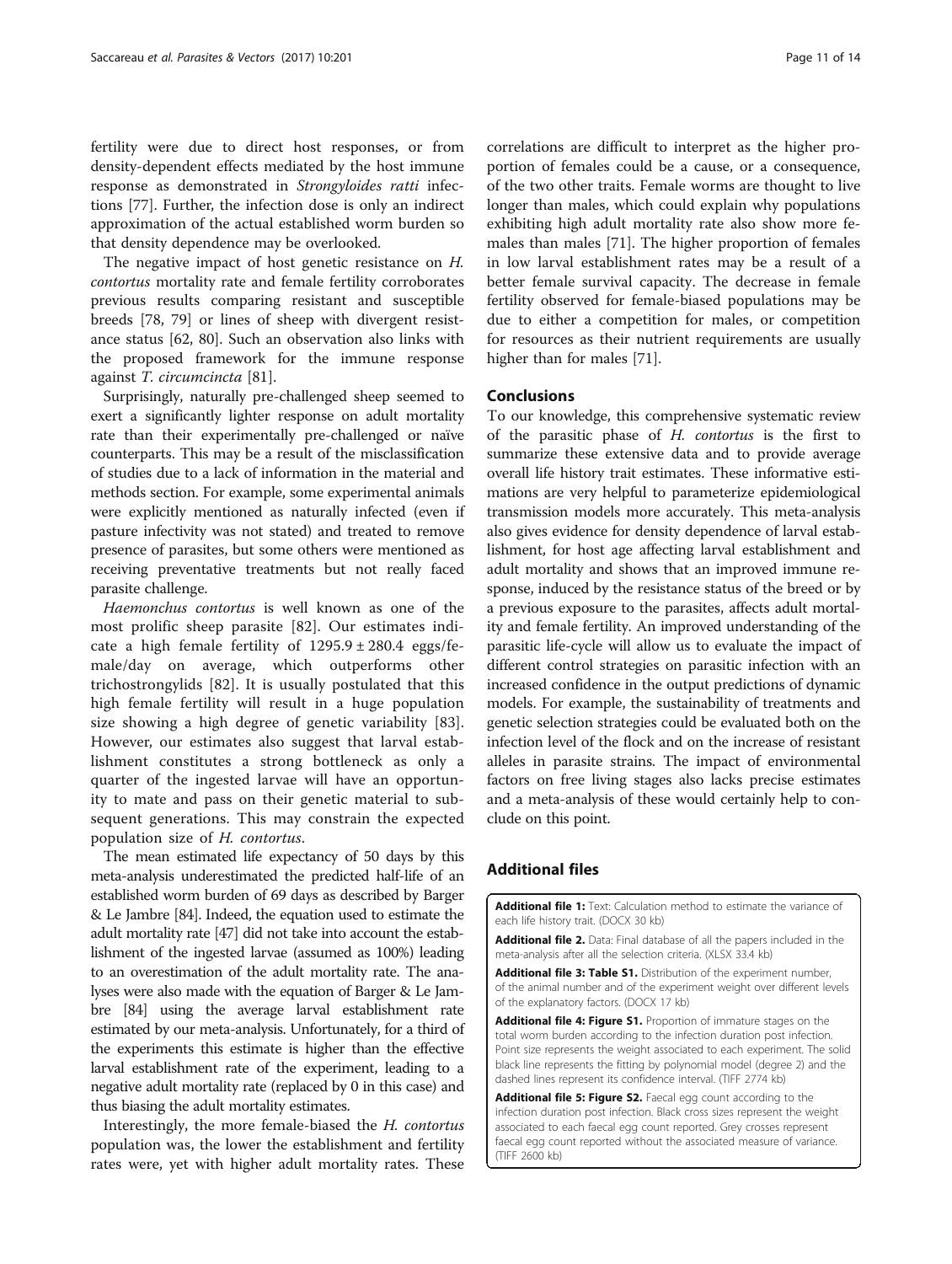fertility were due to direct host responses, or from density-dependent effects mediated by the host immune response as demonstrated in *Strongyloides ratti* infections [77]. Further, the infection dose is only an indirect approximation of the actual established worm burden so that density dependence may be overlooked.

The negative impact of host genetic resistance on *H. contortus* mortality rate and female fertility corroborates previous results comparing resistant and susceptible breeds [78, 79] or lines of sheep with divergent resistance status [62, 80]. Such an observation also links with the proposed framework for the immune response against *T. circumcincta* [81].

Surprisingly, naturally pre-challenged sheep seemed to exert a significantly lighter response on adult mortality rate than their experimentally pre-challenged or naïve counterparts. This may be a result of the misclassification of studies due to a lack of information in the material and methods section. For example, some experimental animals were explicitly mentioned as naturally infected (even if pasture infectivity was not stated) and treated to remove presence of parasites, but some others were mentioned as receiving preventative treatments but not really faced parasite challenge.

*Haemonchus contortus* is well known as one of the most prolific sheep parasite [82]. Our estimates indicate a high female fertility of 1295.9 ± 280.4 eggs/female/day on average, which outperforms other trichostrongylids [82]. It is usually postulated that this high female fertility will result in a huge population size showing a high degree of genetic variability [83]. However, our estimates also suggest that larval establishment constitutes a strong bottleneck as only a quarter of the ingested larvae will have an opportunity to mate and pass on their genetic material to subsequent generations. This may constrain the expected population size of *H. contortus*.

The mean estimated life expectancy of 50 days by this meta-analysis underestimated the predicted half-life of an established worm burden of 69 days as described by Barger & Le Jambre [84]. Indeed, the equation used to estimate the adult mortality rate [47] did not take into account the establishment of the ingested larvae (assumed as 100%) leading to an overestimation of the adult mortality rate. The analyses were also made with the equation of Barger & Le Jambre [84] using the average larval establishment rate estimated by our meta-analysis. Unfortunately, for a third of the experiments this estimate is higher than the effective larval establishment rate of the experiment, leading to a negative adult mortality rate (replaced by 0 in this case) and thus biasing the adult mortality estimates.

Interestingly, the more female-biased the *H. contortus* population was, the lower the establishment and fertility rates were, yet with higher adult mortality rates. These correlations are difficult to interpret as the higher proportion of females could be a cause, or a consequence, of the two other traits. Female worms are thought to live longer than males, which could explain why populations exhibiting high adult mortality rate also show more females than males [71]. The higher proportion of females in low larval establishment rates may be a result of a better female survival capacity. The decrease in female fertility observed for female-biased populations may be due to either a competition for males, or competition for resources as their nutrient requirements are usually higher than for males [71].

## Conclusions

To our knowledge, this comprehensive systematic review of the parasitic phase of *H. contortus* is the first to summarize these extensive data and to provide average overall life history trait estimates. These informative estimations are very helpful to parameterize epidemiological transmission models more accurately. This meta-analysis also gives evidence for density dependence of larval establishment, for host age affecting larval establishment and adult mortality and shows that an improved immune response, induced by the resistance status of the breed or by a previous exposure to the parasites, affects adult mortality and female fertility. An improved understanding of the parasitic life-cycle will allow us to evaluate the impact of different control strategies on parasitic infection with an increased confidence in the output predictions of dynamic models. For example, the sustainability of treatments and genetic selection strategies could be evaluated both on the infection level of the flock and on the increase of resistant alleles in parasite strains. The impact of environmental factors on free living stages also lacks precise estimates and a meta-analysis of these would certainly help to conclude on this point.

## Additional files

**Additional file 1:** Text: Calculation method to estimate the variance of each life history trait. (DOCX 30 kb)

**Additional file 2.** Data: Final database of all the papers included in the meta-analysis after all the selection criteria. (XLSX 33.4 kb)

**Additional file 3: Table S1.** Distribution of the experiment number, of the animal number and of the experiment weight over different levels of the explanatory factors. (DOCX 17 kb)

**Additional file 4: Figure S1.** Proportion of immature stages on the total worm burden according to the infection duration post infection. Point size represents the weight associated to each experiment. The solid black line represents the fitting by polynomial model (degree 2) and the dashed lines represent its confidence interval. (TIFF 2774 kb)

**Additional file 5: Figure S2.** Faecal egg count according to the infection duration post infection. Black cross sizes represent the weight associated to each faecal egg count reported. Grey crosses represent faecal egg count reported without the associated measure of variance. (TIFF 2600 kb)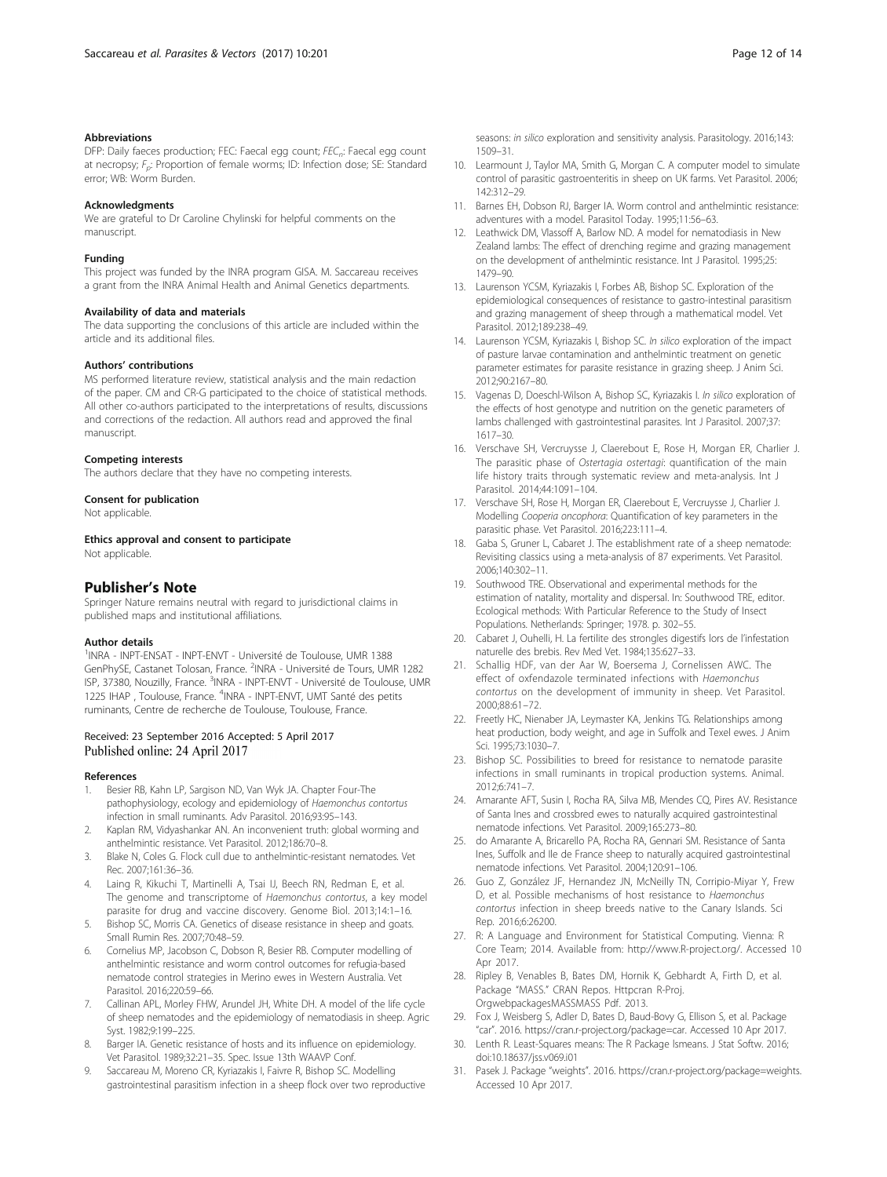#### Abbreviations

DFP: Daily faeces production; FEC: Faecal egg count; $FEC_n$: Faecal egg count at necropsy; $F_p$: Proportion of female worms; ID: Infection dose; SE: Standard error; WB: Worm Burden.

#### Acknowledgments

We are grateful to Dr Caroline Chylinski for helpful comments on the manuscript.

#### Funding

This project was funded by the INRA program GISA. M. Saccareau receives a grant from the INRA Animal Health and Animal Genetics departments.

#### Availability of data and materials

The data supporting the conclusions of this article are included within the article and its additional files.

#### Authors' contributions

MS performed literature review, statistical analysis and the main redaction of the paper. CM and CR-G participated to the choice of statistical methods. All other co-authors participated to the interpretations of results, discussions and corrections of the redaction. All authors read and approved the final manuscript.

#### Competing interests

The authors declare that they have no competing interests.

#### Consent for publication

Not applicable.

#### Ethics approval and consent to participate

Not applicable.

## Publisher's Note

Springer Nature remains neutral with regard to jurisdictional claims in published maps and institutional affiliations.

#### Author details

[1]INRA - INPT-ENSAT - INPT-ENVT - Université de Toulouse, UMR 1388 GenPhySE, Castanet Tolosan, France. [2]INRA - Université de Tours, UMR 1282 ISP, 37380, Nouzilly, France. [3]INRA - INPT-ENVT - Université de Toulouse, UMR 1225 IHAP , Toulouse, France. [4]INRA - INPT-ENVT, UMT Santé des petits ruminants, Centre de recherche de Toulouse, Toulouse, France.

Received: 23 September 2016 Accepted: 5 April 2017
Published online: 24 April 2017

#### References

1. Besier RB, Kahn LP, Sargison ND, Van Wyk JA. Chapter Four-The pathophysiology, ecology and epidemiology of *Haemonchus contortus* infection in small ruminants. Adv Parasitol. 2016;93:95–143.
2. Kaplan RM, Vidyashankar AN. An inconvenient truth: global worming and anthelmintic resistance. Vet Parasitol. 2012;186:70–8.
3. Blake N, Coles G. Flock cull due to anthelmintic-resistant nematodes. Vet Rec. 2007;161:36–36.
4. Laing R, Kikuchi T, Martinelli A, Tsai IJ, Beech RN, Redman E, et al. The genome and transcriptome of *Haemonchus contortus*, a key model parasite for drug and vaccine discovery. Genome Biol. 2013;14:1–16.
5. Bishop SC, Morris CA. Genetics of disease resistance in sheep and goats. Small Rumin Res. 2007;70:48–59.
6. Cornelius MP, Jacobson C, Dobson R, Besier RB. Computer modelling of anthelmintic resistance and worm control outcomes for refugia-based nematode control strategies in Merino ewes in Western Australia. Vet Parasitol. 2016;220:59–66.
7. Callinan APL, Morley FHW, Arundel JH, White DH. A model of the life cycle of sheep nematodes and the epidemiology of nematodiasis in sheep. Agric Syst. 1982;9:199–225.
8. Barger IA. Genetic resistance of hosts and its influence on epidemiology. Vet Parasitol. 1989;32:21–35. Spec. Issue 13th WAAVP Conf.
9. Saccareau M, Moreno CR, Kyriazakis I, Faivre R, Bishop SC. Modelling gastrointestinal parasitism infection in a sheep flock over two reproductive seasons: *in silico* exploration and sensitivity analysis. Parasitology. 2016;143:1509–31.
10. Learmount J, Taylor MA, Smith G, Morgan C. A computer model to simulate control of parasitic gastroenteritis in sheep on UK farms. Vet Parasitol. 2006;142:312–29.
11. Barnes EH, Dobson RJ, Barger IA. Worm control and anthelmintic resistance: adventures with a model. Parasitol Today. 1995;11:56–63.
12. Leathwick DM, Vlassoff A, Barlow ND. A model for nematodiasis in New Zealand lambs: The effect of drenching regime and grazing management on the development of anthelmintic resistance. Int J Parasitol. 1995;25:1479–90.
13. Laurenson YCSM, Kyriazakis I, Forbes AB, Bishop SC. Exploration of the epidemiological consequences of resistance to gastro-intestinal parasitism and grazing management of sheep through a mathematical model. Vet Parasitol. 2012;189:238–49.
14. Laurenson YCSM, Kyriazakis I, Bishop SC. *In silico* exploration of the impact of pasture larvae contamination and anthelmintic treatment on genetic parameter estimates for parasite resistance in grazing sheep. J Anim Sci. 2012;90:2167–80.
15. Vagenas D, Doeschl-Wilson A, Bishop SC, Kyriazakis I. *In silico* exploration of the effects of host genotype and nutrition on the genetic parameters of lambs challenged with gastrointestinal parasites. Int J Parasitol. 2007;37:1617–30.
16. Verschave SH, Vercruysse J, Claerebout E, Rose H, Morgan ER, Charlier J. The parasitic phase of *Ostertagia ostertagi*: quantification of the main life history traits through systematic review and meta-analysis. Int J Parasitol. 2014;44:1091–104.
17. Verschave SH, Rose H, Morgan ER, Claerebout E, Vercruysse J, Charlier J. Modelling *Cooperia oncophora*: Quantification of key parameters in the parasitic phase. Vet Parasitol. 2016;223:111–4.
18. Gaba S, Gruner L, Cabaret J. The establishment rate of a sheep nematode: Revisiting classics using a meta-analysis of 87 experiments. Vet Parasitol. 2006;140:302–11.
19. Southwood TRE. Observational and experimental methods for the estimation of natality, mortality and dispersal. In: Southwood TRE, editor. Ecological methods: With Particular Reference to the Study of Insect Populations. Netherlands: Springer; 1978. p. 302–55.
20. Cabaret J, Ouhelli, H. La fertilite des strongles digestifs lors de l'infestation naturelle des brebis. Rev Med Vet. 1984;135:627–33.
21. Schallig HDF, van der Aar W, Boersema J, Cornelissen AWC. The effect of oxfendazole terminated infections with *Haemonchus contortus* on the development of immunity in sheep. Vet Parasitol. 2000;88:61–72.
22. Freetly HC, Nienaber JA, Leymaster KA, Jenkins TG. Relationships among heat production, body weight, and age in Suffolk and Texel ewes. J Anim Sci. 1995;73:1030–7.
23. Bishop SC. Possibilities to breed for resistance to nematode parasite infections in small ruminants in tropical production systems. Animal. 2012;6:741–7.
24. Amarante AFT, Susin I, Rocha RA, Silva MB, Mendes CQ, Pires AV. Resistance of Santa Ines and crossbred ewes to naturally acquired gastrointestinal nematode infections. Vet Parasitol. 2009;165:273–80.
25. do Amarante A, Bricarello PA, Rocha RA, Gennari SM. Resistance of Santa Ines, Suffolk and Ile de France sheep to naturally acquired gastrointestinal nematode infections. Vet Parasitol. 2004;120:91–106.
26. Guo Z, González JF, Hernandez JN, McNeilly TN, Corripio-Miyar Y, Frew D, et al. Possible mechanisms of host resistance to *Haemonchus contortus* infection in sheep breeds native to the Canary Islands. Sci Rep. 2016;6:26200.
27. R: A Language and Environment for Statistical Computing. Vienna: R Core Team; 2014. Available from: http://www.R-project.org/. Accessed 10 Apr 2017.
28. Ripley B, Venables B, Bates DM, Hornik K, Gebhardt A, Firth D, et al. Package "MASS." CRAN Repos. Httpcran R-Proj. OrgwebpackagesMASSMASS Pdf. 2013.
29. Fox J, Weisberg S, Adler D, Bates D, Baud-Bovy G, Ellison S, et al. Package "car". 2016. https://cran.r-project.org/package=car. Accessed 10 Apr 2017.
30. Lenth R. Least-Squares means: The R Package lsmeans. J Stat Softw. 2016; doi:10.18637/jss.v069.i01
31. Pasek J. Package "weights". 2016. https://cran.r-project.org/package=weights. Accessed 10 Apr 2017.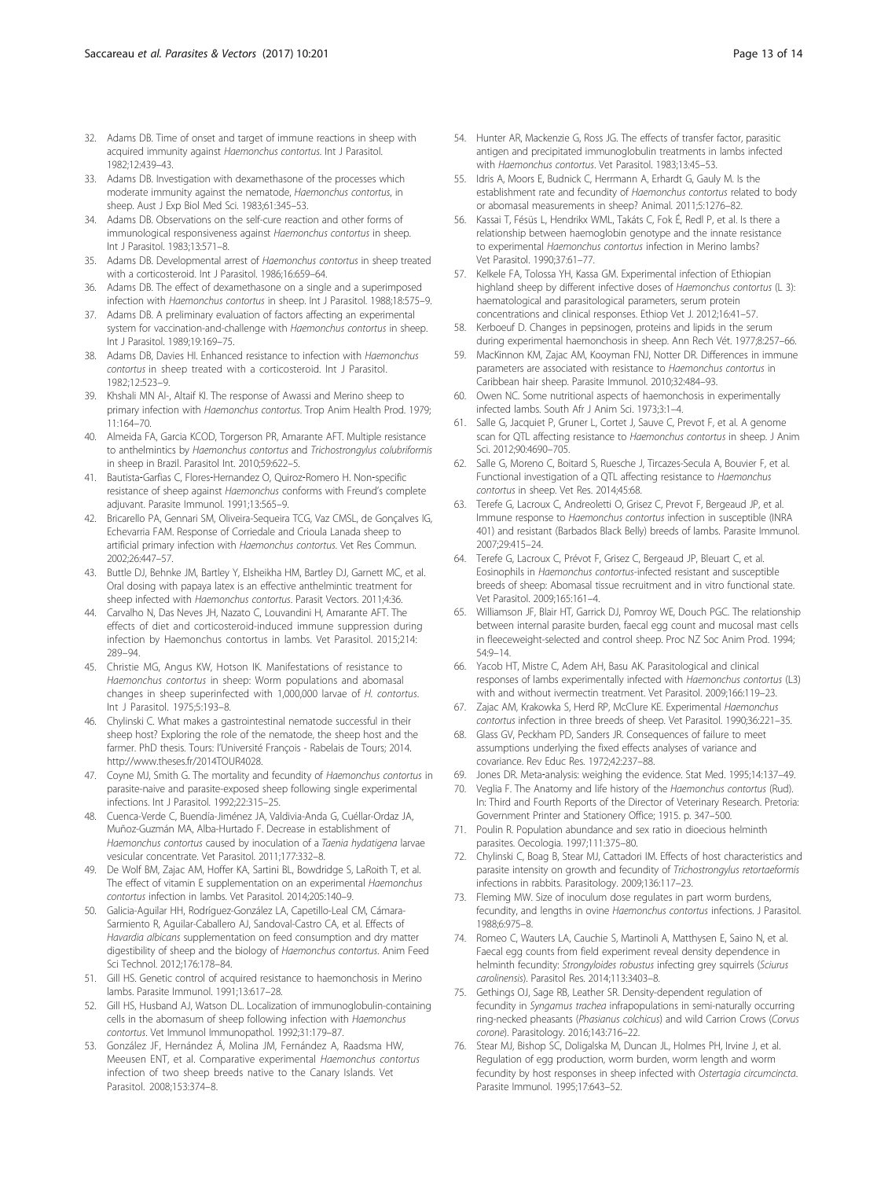32. Adams DB. Time of onset and target of immune reactions in sheep with acquired immunity against *Haemonchus contortus*. Int J Parasitol. 1982;12:439–43.
33. Adams DB. Investigation with dexamethasone of the processes which moderate immunity against the nematode, *Haemonchus contortus*, in sheep. Aust J Exp Biol Med Sci. 1983;61:345–53.
34. Adams DB. Observations on the self-cure reaction and other forms of immunological responsiveness against *Haemonchus contortus* in sheep. Int J Parasitol. 1983;13:571–8.
35. Adams DB. Developmental arrest of *Haemonchus contortus* in sheep treated with a corticosteroid. Int J Parasitol. 1986;16:659–64.
36. Adams DB. The effect of dexamethasone on a single and a superimposed infection with *Haemonchus contortus* in sheep. Int J Parasitol. 1988;18:575–9.
37. Adams DB. A preliminary evaluation of factors affecting an experimental system for vaccination-and-challenge with *Haemonchus contortus* in sheep. Int J Parasitol. 1989;19:169–75.
38. Adams DB, Davies HI. Enhanced resistance to infection with *Haemonchus contortus* in sheep treated with a corticosteroid. Int J Parasitol. 1982;12:523–9.
39. Khshali MN Al-, Altaif KI. The response of Awassi and Merino sheep to primary infection with *Haemonchus contortus*. Trop Anim Health Prod. 1979; 11:164–70.
40. Almeida FA, Garcia KCOD, Torgerson PR, Amarante AFT. Multiple resistance to anthelmintics by *Haemonchus contortus* and *Trichostrongylus colubriformis* in sheep in Brazil. Parasitol Int. 2010;59:622–5.
41. Bautista-Garfias C, Flores-Hernandez O, Quiroz-Romero H. Non-specific resistance of sheep against *Haemonchus* conforms with Freund's complete adjuvant. Parasite Immunol. 1991;13:565–9.
42. Bricarello PA, Gennari SM, Oliveira-Sequeira TCG, Vaz CMSL, de Gonçalves IG, Echevarria FAM. Response of Corriedale and Crioula Lanada sheep to artificial primary infection with *Haemonchus contortus*. Vet Res Commun. 2002;26:447–57.
43. Buttle DJ, Behnke JM, Bartley Y, Elsheikha HM, Bartley DJ, Garnett MC, et al. Oral dosing with papaya latex is an effective anthelmintic treatment for sheep infected with *Haemonchus contortus*. Parasit Vectors. 2011;4:36.
44. Carvalho N, Das Neves JH, Nazato C, Louvandini H, Amarante AFT. The effects of diet and corticosteroid-induced immune suppression during infection by Haemonchus contortus in lambs. Vet Parasitol. 2015;214: 289–94.
45. Christie MG, Angus KW, Hotson IK. Manifestations of resistance to *Haemonchus contortus* in sheep: Worm populations and abomasal changes in sheep superinfected with 1,000,000 larvae of *H. contortus*. Int J Parasitol. 1975;5:193–8.
46. Chylinski C. What makes a gastrointestinal nematode successful in their sheep host? Exploring the role of the nematode, the sheep host and the farmer. PhD thesis. Tours: l'Université François - Rabelais de Tours; 2014. http://www.theses.fr/2014TOUR4028.
47. Coyne MJ, Smith G. The mortality and fecundity of *Haemonchus contortus* in parasite-naive and parasite-exposed sheep following single experimental infections. Int J Parasitol. 1992;22:315–25.
48. Cuenca-Verde C, Buendía-Jiménez JA, Valdivia-Anda G, Cuéllar-Ordaz JA, Muñoz-Guzmán MA, Alba-Hurtado F. Decrease in establishment of *Haemonchus contortus* caused by inoculation of a *Taenia hydatigena* larvae vesicular concentrate. Vet Parasitol. 2011;177:332–8.
49. De Wolf BM, Zajac AM, Hoffer KA, Sartini BL, Bowdridge S, LaRoith T, et al. The effect of vitamin E supplementation on an experimental *Haemonchus contortus* infection in lambs. Vet Parasitol. 2014;205:140–9.
50. Galicia-Aguilar HH, Rodríguez-González LA, Capetillo-Leal CM, Cámara-Sarmiento R, Aguilar-Caballero AJ, Sandoval-Castro CA, et al. Effects of *Havardia albicans* supplementation on feed consumption and dry matter digestibility of sheep and the biology of *Haemonchus contortus*. Anim Feed Sci Technol. 2012;176:178–84.
51. Gill HS. Genetic control of acquired resistance to haemonchosis in Merino lambs. Parasite Immunol. 1991;13:617–28.
52. Gill HS, Husband AJ, Watson DL. Localization of immunoglobulin-containing cells in the abomasum of sheep following infection with *Haemonchus contortus*. Vet Immunol Immunopathol. 1992;31:179–87.
53. González JF, Hernández Á, Molina JM, Fernández A, Raadsma HW, Meeusen ENT, et al. Comparative experimental *Haemonchus contortus* infection of two sheep breeds native to the Canary Islands. Vet Parasitol. 2008;153:374–8.
54. Hunter AR, Mackenzie G, Ross JG. The effects of transfer factor, parasitic antigen and precipitated immunoglobulin treatments in lambs infected with *Haemonchus contortus*. Vet Parasitol. 1983;13:45–53.
55. Idris A, Moors E, Budnick C, Herrmann A, Erhardt G, Gauly M. Is the establishment rate and fecundity of *Haemonchus contortus* related to body or abomasal measurements in sheep? Animal. 2011;5:1276–82.
56. Kassai T, Fésüs L, Hendrikx WML, Takáts C, Fok É, Redl P, et al. Is there a relationship between haemoglobin genotype and the innate resistance to experimental *Haemonchus contortus* infection in Merino lambs? Vet Parasitol. 1990;37:61–77.
57. Kelkele FA, Tolossa YH, Kassa GM. Experimental infection of Ethiopian highland sheep by different infective doses of *Haemonchus contortus* (L 3): haematological and parasitological parameters, serum protein concentrations and clinical responses. Ethiop Vet J. 2012;16:41–57.
58. Kerboeuf D. Changes in pepsinogen, proteins and lipids in the serum during experimental haemonchosis in sheep. Ann Rech Vét. 1977;8:257–66.
59. MacKinnon KM, Zajac AM, Kooyman FNJ, Notter DR. Differences in immune parameters are associated with resistance to *Haemonchus contortus* in Caribbean hair sheep. Parasite Immunol. 2010;32:484–93.
60. Owen NC. Some nutritional aspects of haemonchosis in experimentally infected lambs. South Afr J Anim Sci. 1973;3:1–4.
61. Salle G, Jacquiet P, Gruner L, Cortet J, Sauve C, Prevot F, et al. A genome scan for QTL affecting resistance to *Haemonchus contortus* in sheep. J Anim Sci. 2012;90:4690–705.
62. Salle G, Moreno C, Boitard S, Ruesche J, Tircazes-Secula A, Bouvier F, et al. Functional investigation of a QTL affecting resistance to *Haemonchus contortus* in sheep. Vet Res. 2014;45:68.
63. Terefe G, Lacroux C, Andreoletti O, Grisez C, Prevot F, Bergeaud JP, et al. Immune response to *Haemonchus contortus* infection in susceptible (INRA 401) and resistant (Barbados Black Belly) breeds of lambs. Parasite Immunol. 2007;29:415–24.
64. Terefe G, Lacroux C, Prévot F, Grisez C, Bergeaud JP, Bleuart C, et al. Eosinophils in *Haemonchus contortus*-infected resistant and susceptible breeds of sheep: Abomasal tissue recruitment and in vitro functional state. Vet Parasitol. 2009;165:161–4.
65. Williamson JF, Blair HT, Garrick DJ, Pomroy WE, Douch PGC. The relationship between internal parasite burden, faecal egg count and mucosal mast cells in fleeceweight-selected and control sheep. Proc NZ Soc Anim Prod. 1994; 54:9–14.
66. Yacob HT, Mistre C, Adem AH, Basu AK. Parasitological and clinical responses of lambs experimentally infected with *Haemonchus contortus* (L3) with and without ivermectin treatment. Vet Parasitol. 2009;166:119–23.
67. Zajac AM, Krakowka S, Herd RP, McClure KE. Experimental *Haemonchus contortus* infection in three breeds of sheep. Vet Parasitol. 1990;36:221–35.
68. Glass GV, Peckham PD, Sanders JR. Consequences of failure to meet assumptions underlying the fixed effects analyses of variance and covariance. Rev Educ Res. 1972;42:237–88.
69. Jones DR. Meta-analysis: weighing the evidence. Stat Med. 1995;14:137–49.
70. Veglia F. The Anatomy and life history of the *Haemonchus contortus* (Rud). In: Third and Fourth Reports of the Director of Veterinary Research. Pretoria: Government Printer and Stationery Office; 1915. p. 347–500.
71. Poulin R. Population abundance and sex ratio in dioecious helminth parasites. Oecologia. 1997;111:375–80.
72. Chylinski C, Boag B, Stear MJ, Cattadori IM. Effects of host characteristics and parasite intensity on growth and fecundity of *Trichostrongylus retortaeformis* infections in rabbits. Parasitology. 2009;136:117–23.
73. Fleming MW. Size of inoculum dose regulates in part worm burdens, fecundity, and lengths in ovine *Haemonchus contortus* infections. J Parasitol. 1988;6:975–8.
74. Romeo C, Wauters LA, Cauchie S, Martinoli A, Matthysen E, Saino N, et al. Faecal egg counts from field experiment reveal density dependence in helminth fecundity: *Strongyloides robustus* infecting grey squirrels (*Sciurus carolinensis*). Parasitol Res. 2014;113:3403–8.
75. Gethings OJ, Sage RB, Leather SR. Density-dependent regulation of fecundity in *Syngamus trachea* infrapopulations in semi-naturally occurring ring-necked pheasants (*Phasianus colchicus*) and wild Carrion Crows (*Corvus corone*). Parasitology. 2016;143:716–22.
76. Stear MJ, Bishop SC, Doligalska M, Duncan JL, Holmes PH, Irvine J, et al. Regulation of egg production, worm burden, worm length and worm fecundity by host responses in sheep infected with *Ostertagia circumcincta*. Parasite Immunol. 1995;17:643–52.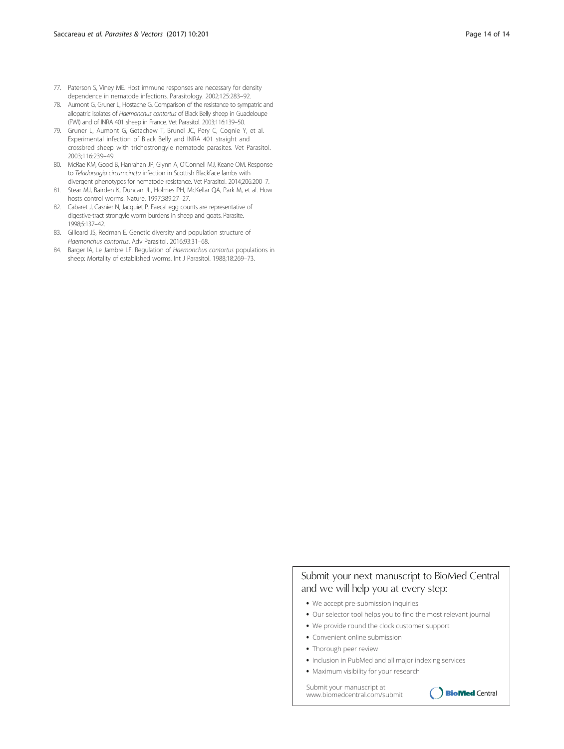77. Paterson S, Viney ME. Host immune responses are necessary for density dependence in nematode infections. Parasitology. 2002;125:283–92.
78. Aumont G, Gruner L, Hostache G. Comparison of the resistance to sympatric and allopatric isolates of *Haemonchus contortus* of Black Belly sheep in Guadeloupe (FWI) and of INRA 401 sheep in France. Vet Parasitol. 2003;116:139–50.
79. Gruner L, Aumont G, Getachew T, Brunel JC, Pery C, Cognie Y, et al. Experimental infection of Black Belly and INRA 401 straight and crossbred sheep with trichostrongyle nematode parasites. Vet Parasitol. 2003;116:239–49.
80. McRae KM, Good B, Hanrahan JP, Glynn A, O'Connell MJ, Keane OM. Response to *Teladorsagia circumcincta* infection in Scottish Blackface lambs with divergent phenotypes for nematode resistance. Vet Parasitol. 2014;206:200–7.
81. Stear MJ, Bairden K, Duncan JL, Holmes PH, McKellar QA, Park M, et al. How hosts control worms. Nature. 1997;389:27–27.
82. Cabaret J, Gasnier N, Jacquiet P. Faecal egg counts are representative of digestive-tract strongyle worm burdens in sheep and goats. Parasite. 1998;5:137–42.
83. Gilleard JS, Redman E. Genetic diversity and population structure of *Haemonchus contortus*. Adv Parasitol. 2016;93:31–68.
84. Barger IA, Le Jambre LF. Regulation of *Haemonchus contortus* populations in sheep: Mortality of established worms. Int J Parasitol. 1988;18:269–73.

Submit your next manuscript to BioMed Central and we will help you at every step:

- We accept pre-submission inquiries
- Our selector tool helps you to find the most relevant journal
- We provide round the clock customer support
- Convenient online submission
- Thorough peer review
- Inclusion in PubMed and all major indexing services
- Maximum visibility for your research

Submit your manuscript at www.biomedcentral.com/submit

BioMed Central